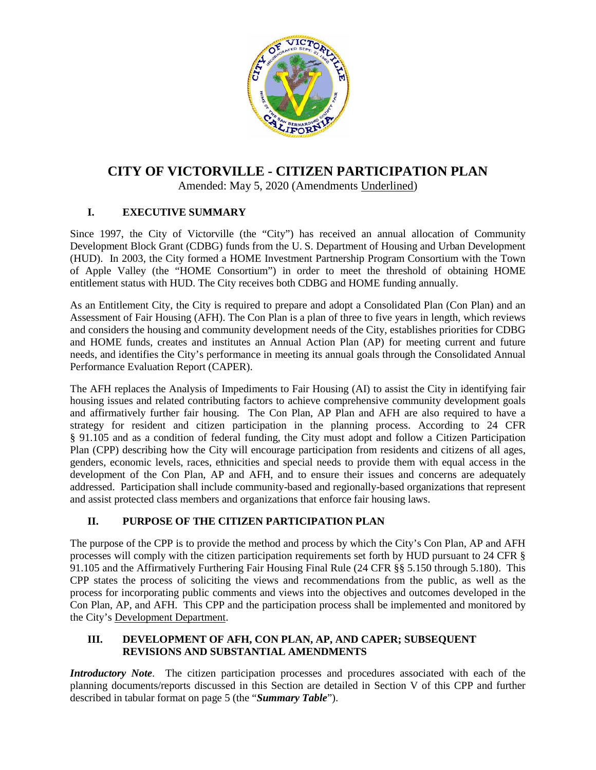# CITY OF VICTORVILLE - CITIZEN PARTICIPATION PLAN

Amended: May 5, 2020 (Amendments Underlined)

## I. EXECUTIVE SUMMARY

Since 1997, the City of Victorville (the "City") has received an annual allocation of Community Development Block Grant (CDBG) funds from the U. S. Department of Housing and Urban Development (HUD). In 2003, the City formed a HOME Investment Partnership Program Consortium with the Town of Apple Valley (the "HOME Consortium") in order to meet the threshold of obtaining HOME entitlement status with HUD. The City receives both CDBG and HOME funding annually.

As an Entitlement City, the City is required to prepare and adopt a Consolidated Plan (Con Plan) and an Assessment of Fair Housing (AFH). The Con Plan is a plan of three to five years in length, which reviews and considers the housing and community development needs of the City, establishes priorities for CDBG and HOME funds, creates and institutes an Annual Action Plan (AP) for meeting current and future needs, and identifies the City's performance in meeting its annual goals through the Consolidated Annual Performance Evaluation Report (CAPER).

The AFH replaces the Analysis of Impediments to Fair Housing (AI) to assist the City in identifying fair housing issues and related contributing factors to achieve comprehensive community development goals and affirmatively further fair housing. The Con Plan, AP Plan and AFH are also required to have a strategy for resident and citizen participation in the planning process. According to 24 CFR § 91.105 and as a condition of federal funding, the City must adopt and follow a Citizen Participation Plan (CPP) describing how the City will encourage participation from residents and citizens of all ages, genders, economic levels, races, ethnicities and special needs to provide them with equal access in the development of the Con Plan, AP and AFH, and to ensure their issues and concerns are adequately addressed. Participation shall include community-based and regionally-based organizations that represent and assist protected class members and organizations that enforce fair housing laws.

## II. PURPOSE OF THE CITIZEN PARTICIPATION PLAN

The purpose of the CPP is to provide the method and process by which the City's Con Plan, AP and AFH processes will comply with the citizen participation requirements set forth by HUD pursuant to 24 CFR § 91.105 and the Affirmatively Furthering Fair Housing Final Rule (24 CFR §§ 5.150 through 5.180). This CPP states the process of soliciting the views and recommendations from the public, as well as the process for incorporating public comments and views into the objectives and outcomes developed in the Con Plan, AP, and AFH. This CPP and the participation process shall be implemented and monitored by the City's Development Department.

## III. DEVELOPMENT OF AFH, CON PLAN, AP, AND CAPER; SUBSEQUENT REVISIONS AND SUBSTANTIAL AMENDMENTS

***Introductory Note***. The citizen participation processes and procedures associated with each of the planning documents/reports discussed in this Section are detailed in Section V of this CPP and further described in tabular format on page 5 (the "***Summary Table***").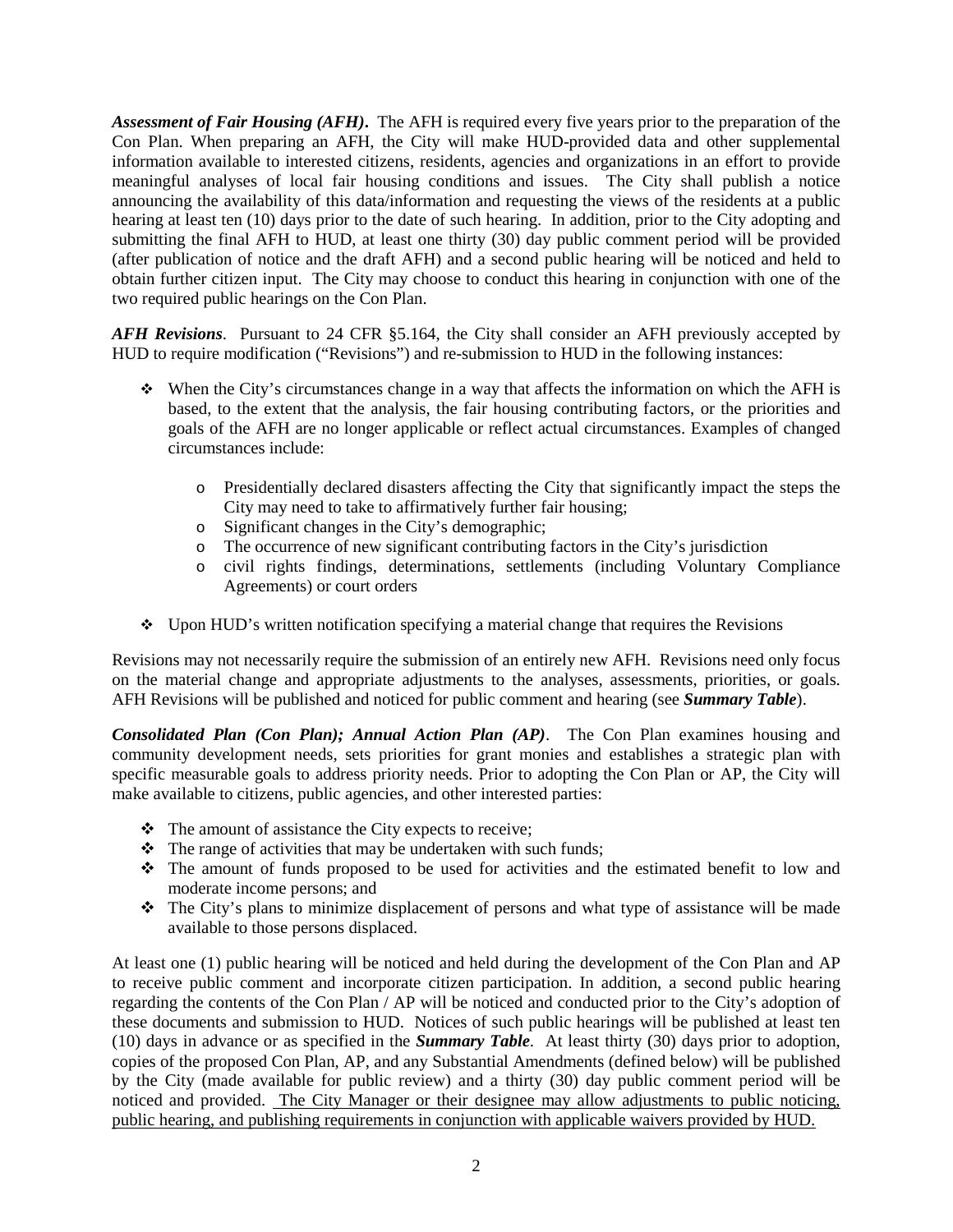***Assessment of Fair Housing (AFH)*.** The AFH is required every five years prior to the preparation of the Con Plan. When preparing an AFH, the City will make HUD-provided data and other supplemental information available to interested citizens, residents, agencies and organizations in an effort to provide meaningful analyses of local fair housing conditions and issues. The City shall publish a notice announcing the availability of this data/information and requesting the views of the residents at a public hearing at least ten (10) days prior to the date of such hearing. In addition, prior to the City adopting and submitting the final AFH to HUD, at least one thirty (30) day public comment period will be provided (after publication of notice and the draft AFH) and a second public hearing will be noticed and held to obtain further citizen input. The City may choose to conduct this hearing in conjunction with one of the two required public hearings on the Con Plan.

***AFH Revisions***. Pursuant to 24 CFR §5.164, the City shall consider an AFH previously accepted by HUD to require modification ("Revisions") and re-submission to HUD in the following instances:

- When the City's circumstances change in a way that affects the information on which the AFH is based, to the extent that the analysis, the fair housing contributing factors, or the priorities and goals of the AFH are no longer applicable or reflect actual circumstances. Examples of changed circumstances include:
  - Presidentially declared disasters affecting the City that significantly impact the steps the City may need to take to affirmatively further fair housing;
  - Significant changes in the City's demographic;
  - The occurrence of new significant contributing factors in the City's jurisdiction
  - civil rights findings, determinations, settlements (including Voluntary Compliance Agreements) or court orders
- Upon HUD's written notification specifying a material change that requires the Revisions

Revisions may not necessarily require the submission of an entirely new AFH. Revisions need only focus on the material change and appropriate adjustments to the analyses, assessments, priorities, or goals. AFH Revisions will be published and noticed for public comment and hearing (see ***Summary Table***).

***Consolidated Plan (Con Plan); Annual Action Plan (AP)***. The Con Plan examines housing and community development needs, sets priorities for grant monies and establishes a strategic plan with specific measurable goals to address priority needs. Prior to adopting the Con Plan or AP, the City will make available to citizens, public agencies, and other interested parties:

- The amount of assistance the City expects to receive;
- The range of activities that may be undertaken with such funds;
- The amount of funds proposed to be used for activities and the estimated benefit to low and moderate income persons; and
- The City's plans to minimize displacement of persons and what type of assistance will be made available to those persons displaced.

At least one (1) public hearing will be noticed and held during the development of the Con Plan and AP to receive public comment and incorporate citizen participation. In addition, a second public hearing regarding the contents of the Con Plan / AP will be noticed and conducted prior to the City's adoption of these documents and submission to HUD. Notices of such public hearings will be published at least ten (10) days in advance or as specified in the ***Summary Table***. At least thirty (30) days prior to adoption, copies of the proposed Con Plan, AP, and any Substantial Amendments (defined below) will be published by the City (made available for public review) and a thirty (30) day public comment period will be noticed and provided. <u>The City Manager or their designee may allow adjustments to public noticing, public hearing, and publishing requirements in conjunction with applicable waivers provided by HUD.</u>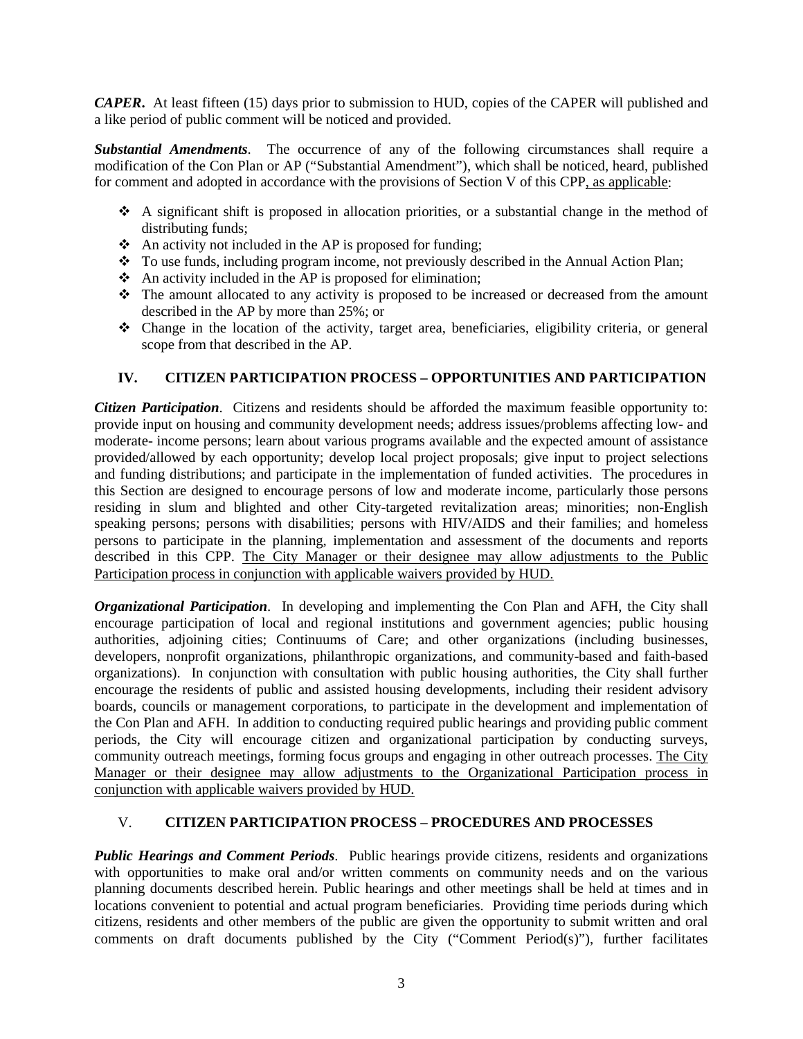***CAPER***. At least fifteen (15) days prior to submission to HUD, copies of the CAPER will published and a like period of public comment will be noticed and provided.

***Substantial Amendments***. The occurrence of any of the following circumstances shall require a modification of the Con Plan or AP ("Substantial Amendment"), which shall be noticed, heard, published for comment and adopted in accordance with the provisions of Section V of this CPP, as applicable:

- A significant shift is proposed in allocation priorities, or a substantial change in the method of distributing funds;
- An activity not included in the AP is proposed for funding;
- To use funds, including program income, not previously described in the Annual Action Plan;
- An activity included in the AP is proposed for elimination;
- The amount allocated to any activity is proposed to be increased or decreased from the amount described in the AP by more than 25%; or
- Change in the location of the activity, target area, beneficiaries, eligibility criteria, or general scope from that described in the AP.

## IV. CITIZEN PARTICIPATION PROCESS – OPPORTUNITIES AND PARTICIPATION

***Citizen Participation***. Citizens and residents should be afforded the maximum feasible opportunity to: provide input on housing and community development needs; address issues/problems affecting low- and moderate- income persons; learn about various programs available and the expected amount of assistance provided/allowed by each opportunity; develop local project proposals; give input to project selections and funding distributions; and participate in the implementation of funded activities. The procedures in this Section are designed to encourage persons of low and moderate income, particularly those persons residing in slum and blighted and other City-targeted revitalization areas; minorities; non-English speaking persons; persons with disabilities; persons with HIV/AIDS and their families; and homeless persons to participate in the planning, implementation and assessment of the documents and reports described in this CPP. The City Manager or their designee may allow adjustments to the Public Participation process in conjunction with applicable waivers provided by HUD.

***Organizational Participation***. In developing and implementing the Con Plan and AFH, the City shall encourage participation of local and regional institutions and government agencies; public housing authorities, adjoining cities; Continuums of Care; and other organizations (including businesses, developers, nonprofit organizations, philanthropic organizations, and community-based and faith-based organizations). In conjunction with consultation with public housing authorities, the City shall further encourage the residents of public and assisted housing developments, including their resident advisory boards, councils or management corporations, to participate in the development and implementation of the Con Plan and AFH. In addition to conducting required public hearings and providing public comment periods, the City will encourage citizen and organizational participation by conducting surveys, community outreach meetings, forming focus groups and engaging in other outreach processes. The City Manager or their designee may allow adjustments to the Organizational Participation process in conjunction with applicable waivers provided by HUD.

## V. CITIZEN PARTICIPATION PROCESS – PROCEDURES AND PROCESSES

***Public Hearings and Comment Periods***. Public hearings provide citizens, residents and organizations with opportunities to make oral and/or written comments on community needs and on the various planning documents described herein. Public hearings and other meetings shall be held at times and in locations convenient to potential and actual program beneficiaries. Providing time periods during which citizens, residents and other members of the public are given the opportunity to submit written and oral comments on draft documents published by the City ("Comment Period(s)"), further facilitates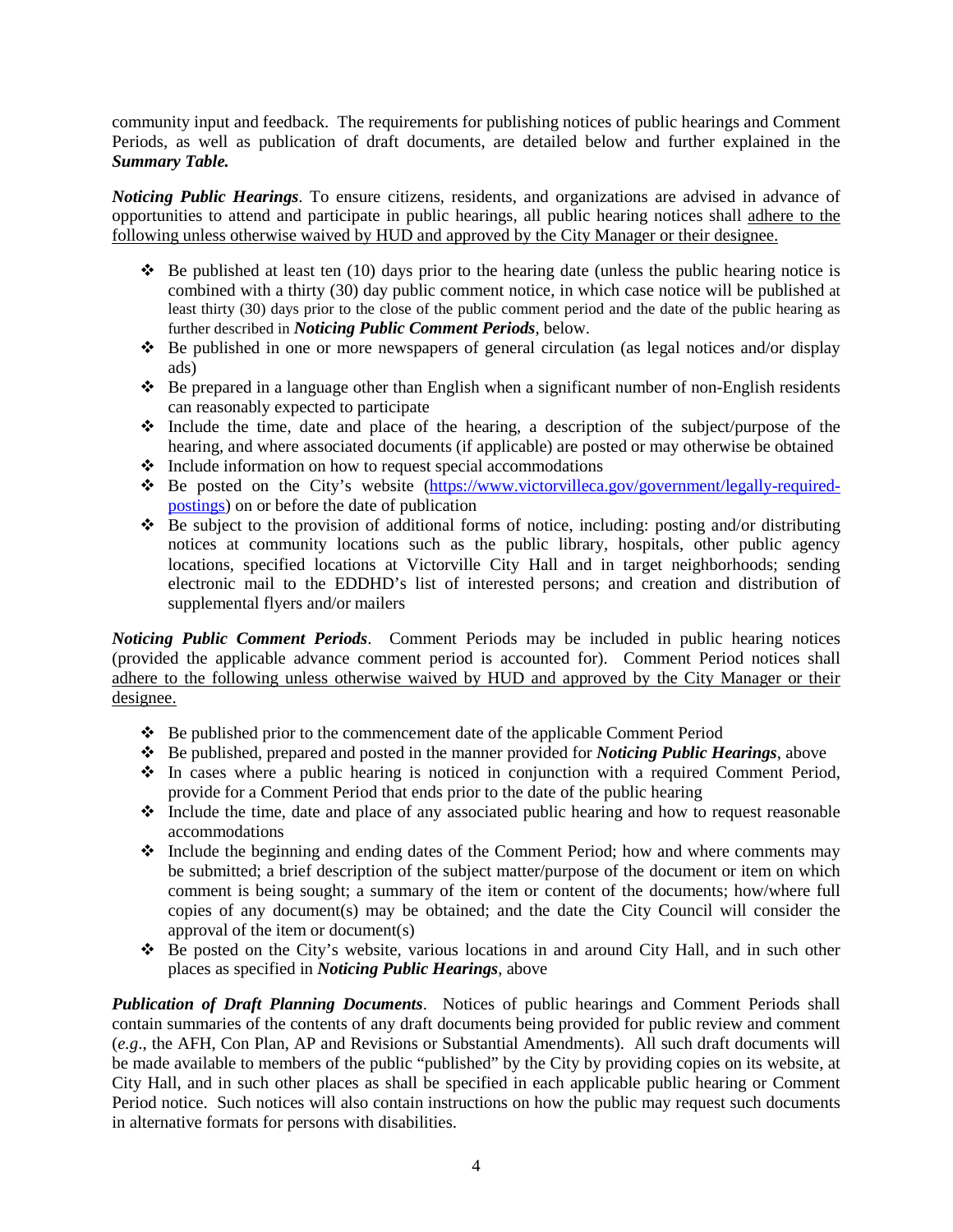community input and feedback. The requirements for publishing notices of public hearings and Comment Periods, as well as publication of draft documents, are detailed below and further explained in the ***Summary Table.***

***Noticing Public Hearings***. To ensure citizens, residents, and organizations are advised in advance of opportunities to attend and participate in public hearings, all public hearing notices shall <u>adhere to the following unless otherwise waived by HUD and approved by the City Manager or their designee.</u>

- ❖ Be published at least ten (10) days prior to the hearing date (unless the public hearing notice is combined with a thirty (30) day public comment notice, in which case notice will be published at least thirty (30) days prior to the close of the public comment period and the date of the public hearing as further described in ***Noticing Public Comment Periods***, below.
- ❖ Be published in one or more newspapers of general circulation (as legal notices and/or display ads)
- ❖ Be prepared in a language other than English when a significant number of non-English residents can reasonably expected to participate
- ❖ Include the time, date and place of the hearing, a description of the subject/purpose of the hearing, and where associated documents (if applicable) are posted or may otherwise be obtained
- ❖ Include information on how to request special accommodations
- ❖ Be posted on the City's website (https://www.victorvilleca.gov/government/legally-required-postings) on or before the date of publication
- ❖ Be subject to the provision of additional forms of notice, including: posting and/or distributing notices at community locations such as the public library, hospitals, other public agency locations, specified locations at Victorville City Hall and in target neighborhoods; sending electronic mail to the EDDHD's list of interested persons; and creation and distribution of supplemental flyers and/or mailers

***Noticing Public Comment Periods***. Comment Periods may be included in public hearing notices (provided the applicable advance comment period is accounted for). Comment Period notices shall <u>adhere to the following unless otherwise waived by HUD and approved by the City Manager or their designee.</u>

- ❖ Be published prior to the commencement date of the applicable Comment Period
- ❖ Be published, prepared and posted in the manner provided for ***Noticing Public Hearings***, above
- ❖ In cases where a public hearing is noticed in conjunction with a required Comment Period, provide for a Comment Period that ends prior to the date of the public hearing
- ❖ Include the time, date and place of any associated public hearing and how to request reasonable accommodations
- ❖ Include the beginning and ending dates of the Comment Period; how and where comments may be submitted; a brief description of the subject matter/purpose of the document or item on which comment is being sought; a summary of the item or content of the documents; how/where full copies of any document(s) may be obtained; and the date the City Council will consider the approval of the item or document(s)
- ❖ Be posted on the City's website, various locations in and around City Hall, and in such other places as specified in ***Noticing Public Hearings***, above

***Publication of Draft Planning Documents***. Notices of public hearings and Comment Periods shall contain summaries of the contents of any draft documents being provided for public review and comment (*e.g*., the AFH, Con Plan, AP and Revisions or Substantial Amendments). All such draft documents will be made available to members of the public "published" by the City by providing copies on its website, at City Hall, and in such other places as shall be specified in each applicable public hearing or Comment Period notice. Such notices will also contain instructions on how the public may request such documents in alternative formats for persons with disabilities.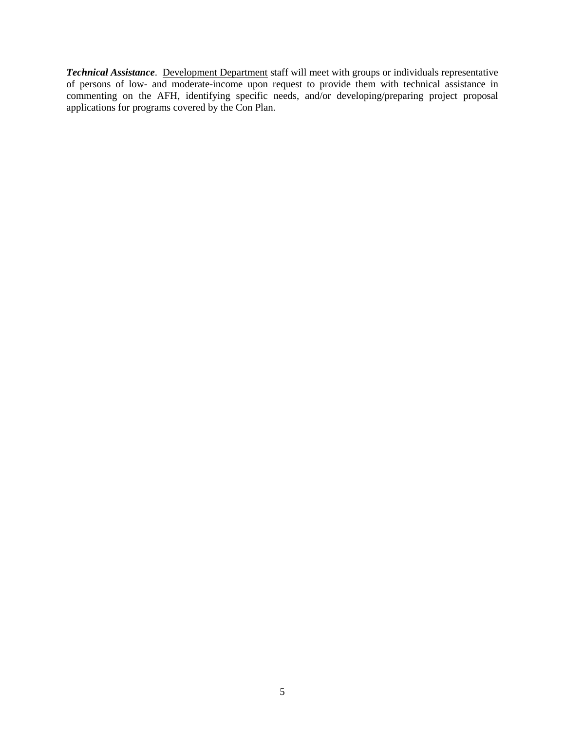***Technical Assistance***. <u>Development Department</u> staff will meet with groups or individuals representative of persons of low- and moderate-income upon request to provide them with technical assistance in commenting on the AFH, identifying specific needs, and/or developing/preparing project proposal applications for programs covered by the Con Plan.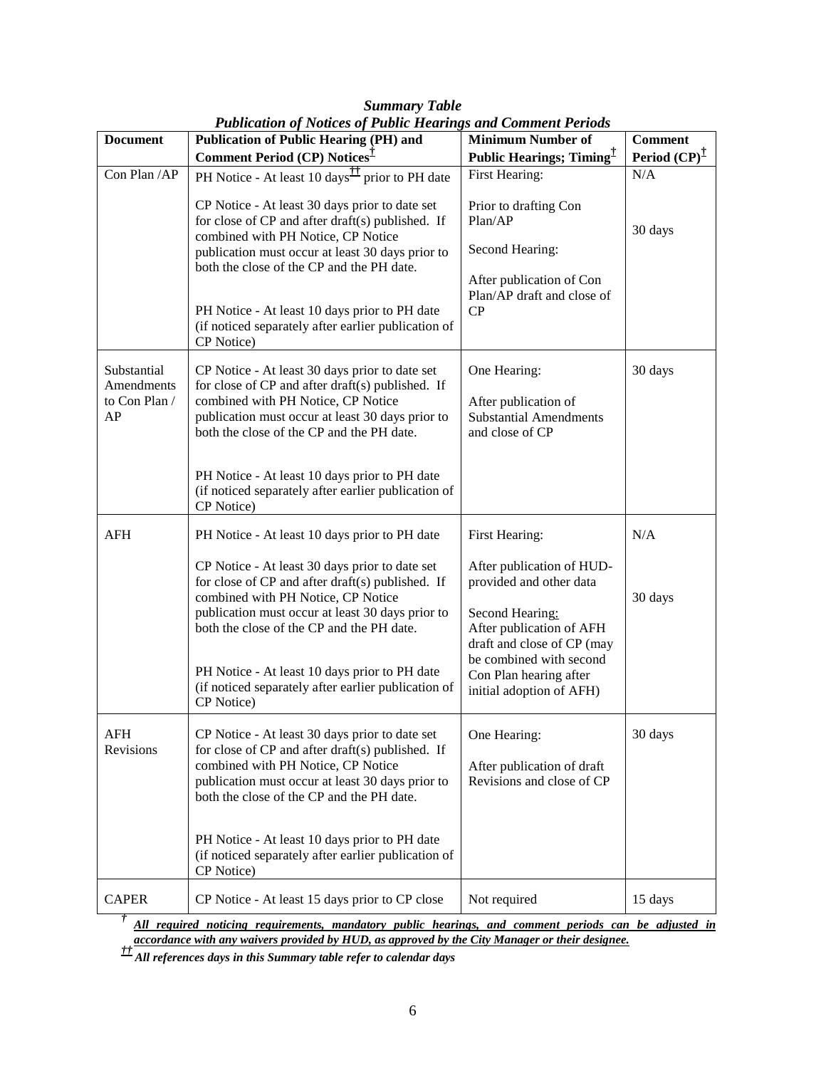***Summary Table***

***Publication of Notices of Public Hearings and Comment Periods***

| Document | Publication of Public Hearing (PH) and Comment Period (CP) Notices† | Minimum Number of Public Hearings; Timing† | Comment Period (CP)† |
|---|---|---|---|
| Con Plan /AP | PH Notice - At least 10 days†† prior to PH date | First Hearing: Prior to drafting Con Plan/AP | N/A |
| | CP Notice - At least 30 days prior to date set for close of CP and after draft(s) published. If combined with PH Notice, CP Notice publication must occur at least 30 days prior to both the close of the CP and the PH date. PH Notice - At least 10 days prior to PH date (if noticed separately after earlier publication of CP Notice) | Second Hearing: After publication of Con Plan/AP draft and close of CP | 30 days |
| Substantial Amendments to Con Plan / AP | CP Notice - At least 30 days prior to date set for close of CP and after draft(s) published. If combined with PH Notice, CP Notice publication must occur at least 30 days prior to both the close of the CP and the PH date. PH Notice - At least 10 days prior to PH date (if noticed separately after earlier publication of CP Notice) | One Hearing: After publication of Substantial Amendments and close of CP | 30 days |
| AFH | PH Notice - At least 10 days prior to PH date | First Hearing: After publication of HUD-provided and other data | N/A |
| | CP Notice - At least 30 days prior to date set for close of CP and after draft(s) published. If combined with PH Notice, CP Notice publication must occur at least 30 days prior to both the close of the CP and the PH date. PH Notice - At least 10 days prior to PH date (if noticed separately after earlier publication of CP Notice) | Second Hearing: After publication of AFH draft and close of CP (may be combined with second Con Plan hearing after initial adoption of AFH) | 30 days |
| AFH Revisions | CP Notice - At least 30 days prior to date set for close of CP and after draft(s) published. If combined with PH Notice, CP Notice publication must occur at least 30 days prior to both the close of the CP and the PH date. PH Notice - At least 10 days prior to PH date (if noticed separately after earlier publication of CP Notice) | One Hearing: After publication of draft Revisions and close of CP | 30 days |
| CAPER | CP Notice - At least 15 days prior to CP close | Not required | 15 days |

† ***All required noticing requirements, mandatory public hearings, and comment periods can be adjusted in accordance with any waivers provided by HUD, as approved by the City Manager or their designee.***

†† ***All references days in this Summary table refer to calendar days***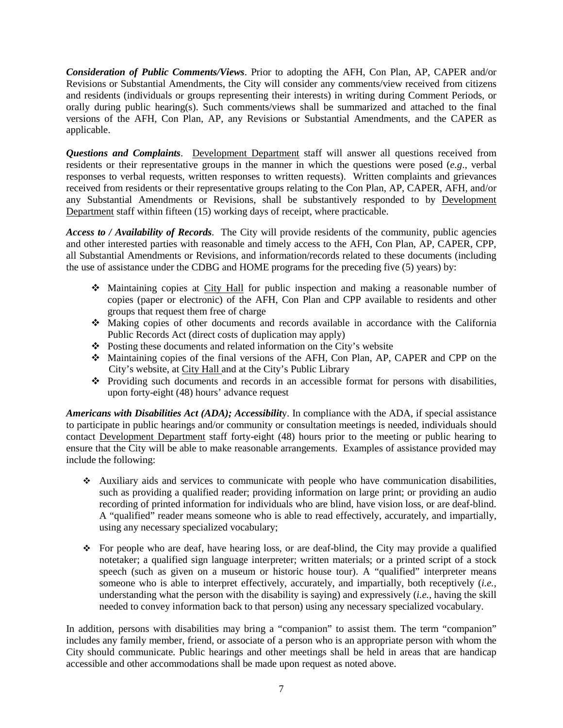***Consideration of Public Comments/Views***. Prior to adopting the AFH, Con Plan, AP, CAPER and/or Revisions or Substantial Amendments, the City will consider any comments/view received from citizens and residents (individuals or groups representing their interests) in writing during Comment Periods, or orally during public hearing(s). Such comments/views shall be summarized and attached to the final versions of the AFH, Con Plan, AP, any Revisions or Substantial Amendments, and the CAPER as applicable.

***Questions and Complaints***. Development Department staff will answer all questions received from residents or their representative groups in the manner in which the questions were posed (*e.g*., verbal responses to verbal requests, written responses to written requests). Written complaints and grievances received from residents or their representative groups relating to the Con Plan, AP, CAPER, AFH, and/or any Substantial Amendments or Revisions, shall be substantively responded to by Development Department staff within fifteen (15) working days of receipt, where practicable.

***Access to / Availability of Records***. The City will provide residents of the community, public agencies and other interested parties with reasonable and timely access to the AFH, Con Plan, AP, CAPER, CPP, all Substantial Amendments or Revisions, and information/records related to these documents (including the use of assistance under the CDBG and HOME programs for the preceding five (5) years) by:

- Maintaining copies at City Hall for public inspection and making a reasonable number of copies (paper or electronic) of the AFH, Con Plan and CPP available to residents and other groups that request them free of charge
- Making copies of other documents and records available in accordance with the California Public Records Act (direct costs of duplication may apply)
- Posting these documents and related information on the City's website
- Maintaining copies of the final versions of the AFH, Con Plan, AP, CAPER and CPP on the City's website, at City Hall and at the City's Public Library
- Providing such documents and records in an accessible format for persons with disabilities, upon forty-eight (48) hours' advance request

***Americans with Disabilities Act (ADA); Accessibilit***y. In compliance with the ADA, if special assistance to participate in public hearings and/or community or consultation meetings is needed, individuals should contact Development Department staff forty-eight (48) hours prior to the meeting or public hearing to ensure that the City will be able to make reasonable arrangements. Examples of assistance provided may include the following:

- Auxiliary aids and services to communicate with people who have communication disabilities, such as providing a qualified reader; providing information on large print; or providing an audio recording of printed information for individuals who are blind, have vision loss, or are deaf-blind. A "qualified" reader means someone who is able to read effectively, accurately, and impartially, using any necessary specialized vocabulary;

- For people who are deaf, have hearing loss, or are deaf-blind, the City may provide a qualified notetaker; a qualified sign language interpreter; written materials; or a printed script of a stock speech (such as given on a museum or historic house tour). A "qualified" interpreter means someone who is able to interpret effectively, accurately, and impartially, both receptively (*i.e.*, understanding what the person with the disability is saying) and expressively (*i.e.*, having the skill needed to convey information back to that person) using any necessary specialized vocabulary.

In addition, persons with disabilities may bring a "companion" to assist them. The term "companion" includes any family member, friend, or associate of a person who is an appropriate person with whom the City should communicate. Public hearings and other meetings shall be held in areas that are handicap accessible and other accommodations shall be made upon request as noted above.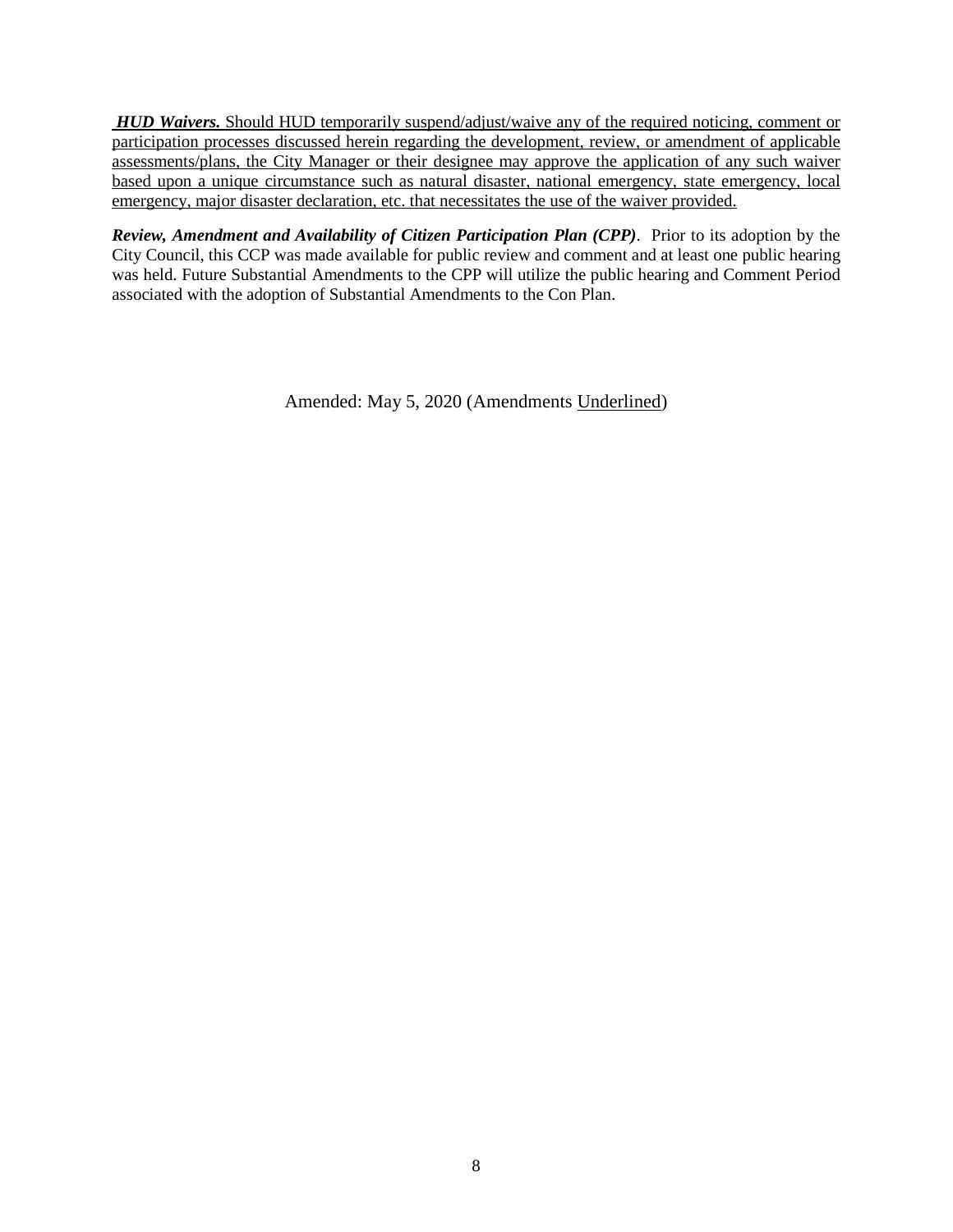<u>***HUD Waivers.*** Should HUD temporarily suspend/adjust/waive any of the required noticing, comment or participation processes discussed herein regarding the development, review, or amendment of applicable assessments/plans, the City Manager or their designee may approve the application of any such waiver based upon a unique circumstance such as natural disaster, national emergency, state emergency, local emergency, major disaster declaration, etc. that necessitates the use of the waiver provided.</u>

***Review, Amendment and Availability of Citizen Participation Plan (CPP)***. Prior to its adoption by the City Council, this CCP was made available for public review and comment and at least one public hearing was held. Future Substantial Amendments to the CPP will utilize the public hearing and Comment Period associated with the adoption of Substantial Amendments to the Con Plan.

Amended: May 5, 2020 (Amendments <u>Underlined</u>)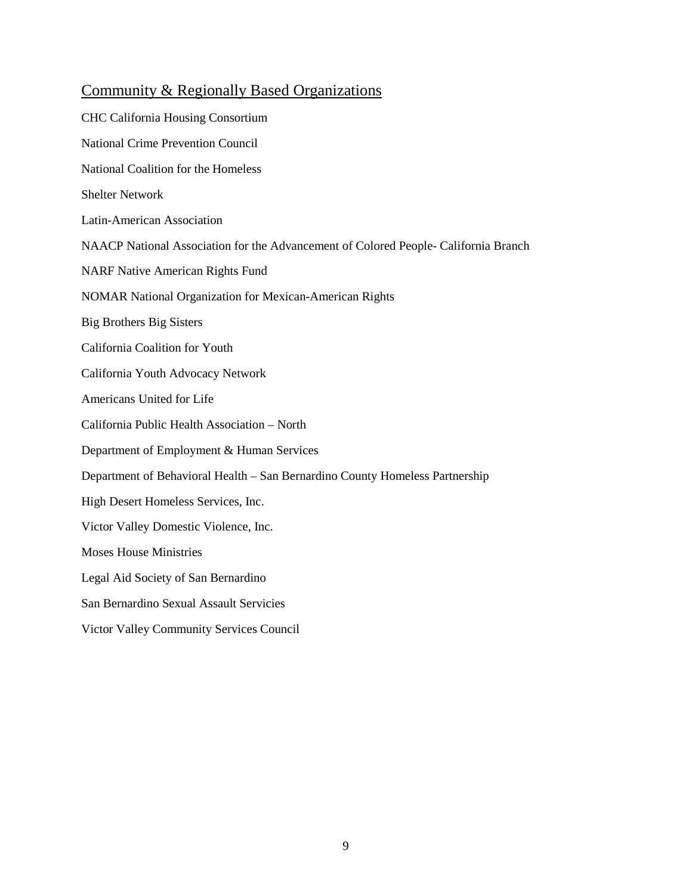## Community & Regionally Based Organizations

CHC California Housing Consortium

National Crime Prevention Council

National Coalition for the Homeless

Shelter Network

Latin-American Association

NAACP National Association for the Advancement of Colored People- California Branch

NARF Native American Rights Fund

NOMAR National Organization for Mexican-American Rights

Big Brothers Big Sisters

California Coalition for Youth

California Youth Advocacy Network

Americans United for Life

California Public Health Association – North

Department of Employment & Human Services

Department of Behavioral Health – San Bernardino County Homeless Partnership

High Desert Homeless Services, Inc.

Victor Valley Domestic Violence, Inc.

Moses House Ministries

Legal Aid Society of San Bernardino

San Bernardino Sexual Assault Servicies

Victor Valley Community Services Council